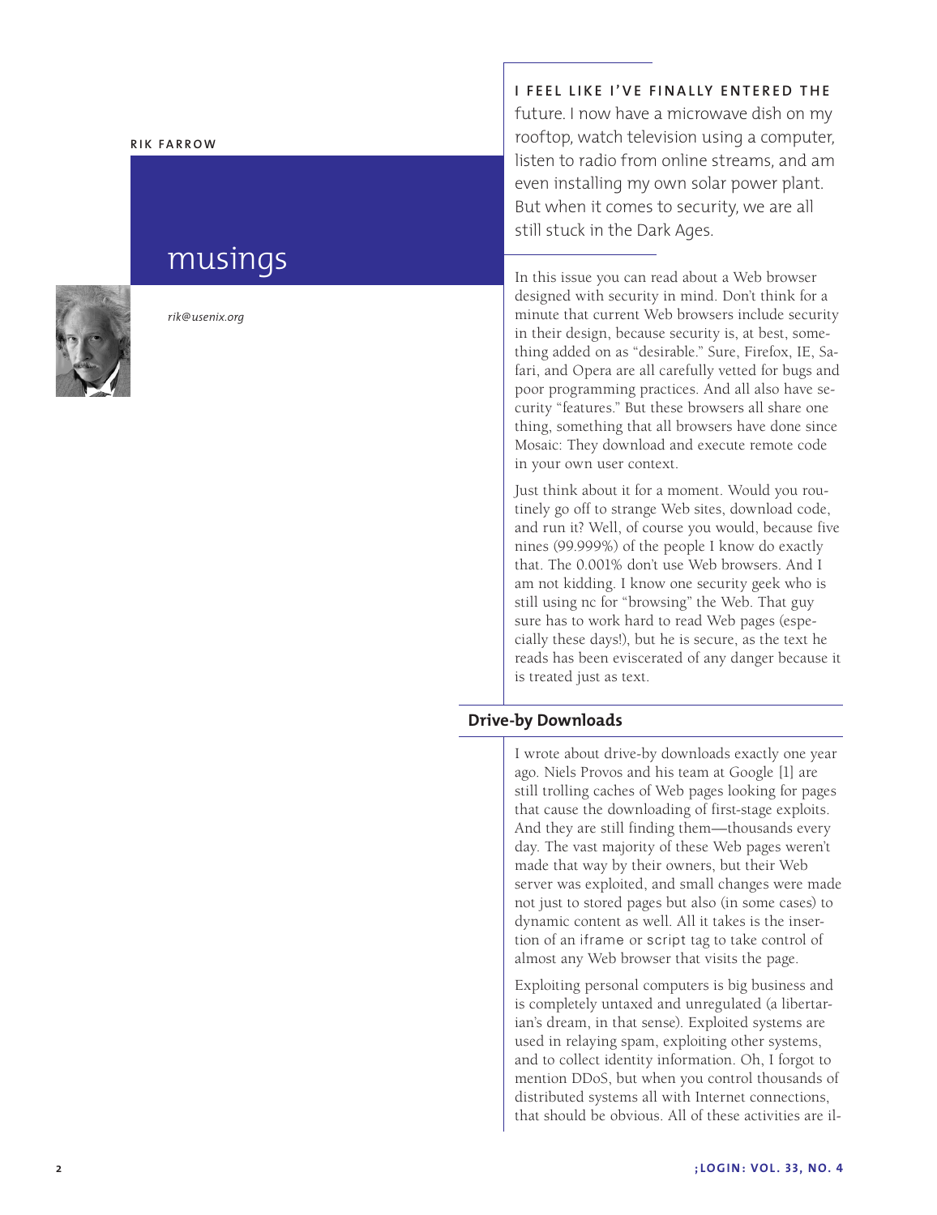RIK FARROW

# musings

*rik@usenix.org*

**I FEEL LIKE I'VE FINALLY ENTERED THE** future. I now have a microwave dish on my rooftop, watch television using a computer, listen to radio from online streams, and am even installing my own solar power plant. But when it comes to security, we are all still stuck in the Dark Ages.

In this issue you can read about a Web browser designed with security in mind. Don't think for a minute that current Web browsers include security in their design, because security is, at best, something added on as "desirable." Sure, Firefox, IE, Safari, and Opera are all carefully vetted for bugs and poor programming practices. And all also have security "features." But these browsers all share one thing, something that all browsers have done since Mosaic: They download and execute remote code in your own user context.

Just think about it for a moment. Would you routinely go off to strange Web sites, download code, and run it? Well, of course you would, because five nines (99.999%) of the people I know do exactly that. The 0.001% don't use Web browsers. And I am not kidding. I know one security geek who is still using nc for "browsing" the Web. That guy sure has to work hard to read Web pages (especially these days!), but he is secure, as the text he reads has been eviscerated of any danger because it is treated just as text.

## Drive-by Downloads

I wrote about drive-by downloads exactly one year ago. Niels Provos and his team at Google [1] are still trolling caches of Web pages looking for pages that cause the downloading of first-stage exploits. And they are still finding them—thousands every day. The vast majority of these Web pages weren't made that way by their owners, but their Web server was exploited, and small changes were made not just to stored pages but also (in some cases) to dynamic content as well. All it takes is the insertion of an `iframe` or `script` tag to take control of almost any Web browser that visits the page.

Exploiting personal computers is big business and is completely untaxed and unregulated (a libertarian's dream, in that sense). Exploited systems are used in relaying spam, exploiting other systems, and to collect identity information. Oh, I forgot to mention DDoS, but when you control thousands of distributed systems all with Internet connections, that should be obvious. All of these activities are il-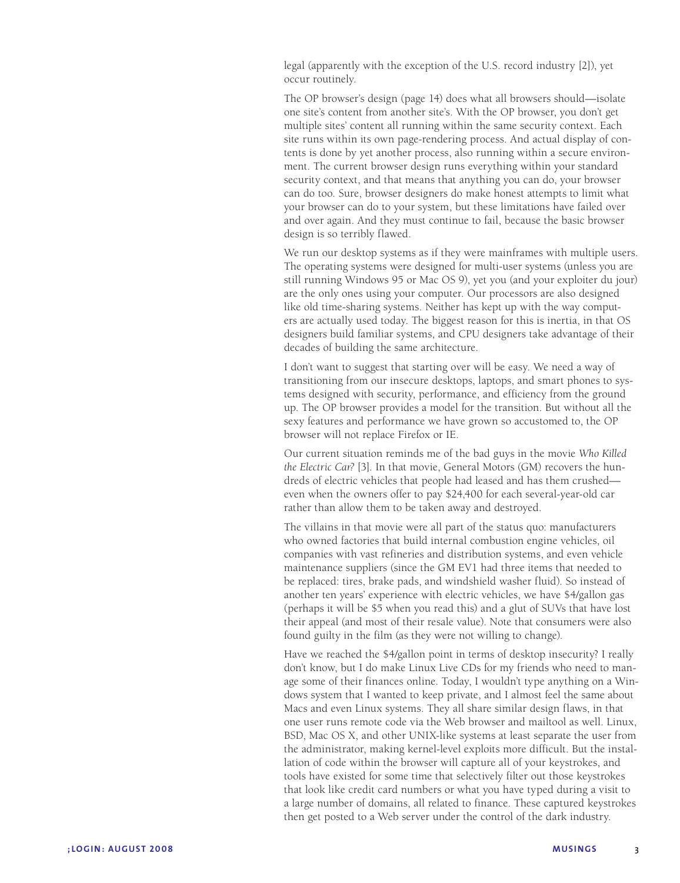legal (apparently with the exception of the U.S. record industry [2]), yet occur routinely.

The OP browser's design (page 14) does what all browsers should—isolate one site's content from another site's. With the OP browser, you don't get multiple sites' content all running within the same security context. Each site runs within its own page-rendering process. And actual display of contents is done by yet another process, also running within a secure environment. The current browser design runs everything within your standard security context, and that means that anything you can do, your browser can do too. Sure, browser designers do make honest attempts to limit what your browser can do to your system, but these limitations have failed over and over again. And they must continue to fail, because the basic browser design is so terribly flawed.

We run our desktop systems as if they were mainframes with multiple users. The operating systems were designed for multi-user systems (unless you are still running Windows 95 or Mac OS 9), yet you (and your exploiter du jour) are the only ones using your computer. Our processors are also designed like old time-sharing systems. Neither has kept up with the way computers are actually used today. The biggest reason for this is inertia, in that OS designers build familiar systems, and CPU designers take advantage of their decades of building the same architecture.

I don't want to suggest that starting over will be easy. We need a way of transitioning from our insecure desktops, laptops, and smart phones to systems designed with security, performance, and efficiency from the ground up. The OP browser provides a model for the transition. But without all the sexy features and performance we have grown so accustomed to, the OP browser will not replace Firefox or IE.

Our current situation reminds me of the bad guys in the movie *Who Killed the Electric Car?* [3]. In that movie, General Motors (GM) recovers the hundreds of electric vehicles that people had leased and has them crushed—even when the owners offer to pay $24,400 for each several-year-old car rather than allow them to be taken away and destroyed.

The villains in that movie were all part of the status quo: manufacturers who owned factories that build internal combustion engine vehicles, oil companies with vast refineries and distribution systems, and even vehicle maintenance suppliers (since the GM EV1 had three items that needed to be replaced: tires, brake pads, and windshield washer fluid). So instead of another ten years' experience with electric vehicles, we have $4/gallon gas (perhaps it will be $5 when you read this) and a glut of SUVs that have lost their appeal (and most of their resale value). Note that consumers were also found guilty in the film (as they were not willing to change).

Have we reached the $4/gallon point in terms of desktop insecurity? I really don't know, but I do make Linux Live CDs for my friends who need to manage some of their finances online. Today, I wouldn't type anything on a Windows system that I wanted to keep private, and I almost feel the same about Macs and even Linux systems. They all share similar design flaws, in that one user runs remote code via the Web browser and mailtool as well. Linux, BSD, Mac OS X, and other UNIX-like systems at least separate the user from the administrator, making kernel-level exploits more difficult. But the installation of code within the browser will capture all of your keystrokes, and tools have existed for some time that selectively filter out those keystrokes that look like credit card numbers or what you have typed during a visit to a large number of domains, all related to finance. These captured keystrokes then get posted to a Web server under the control of the dark industry.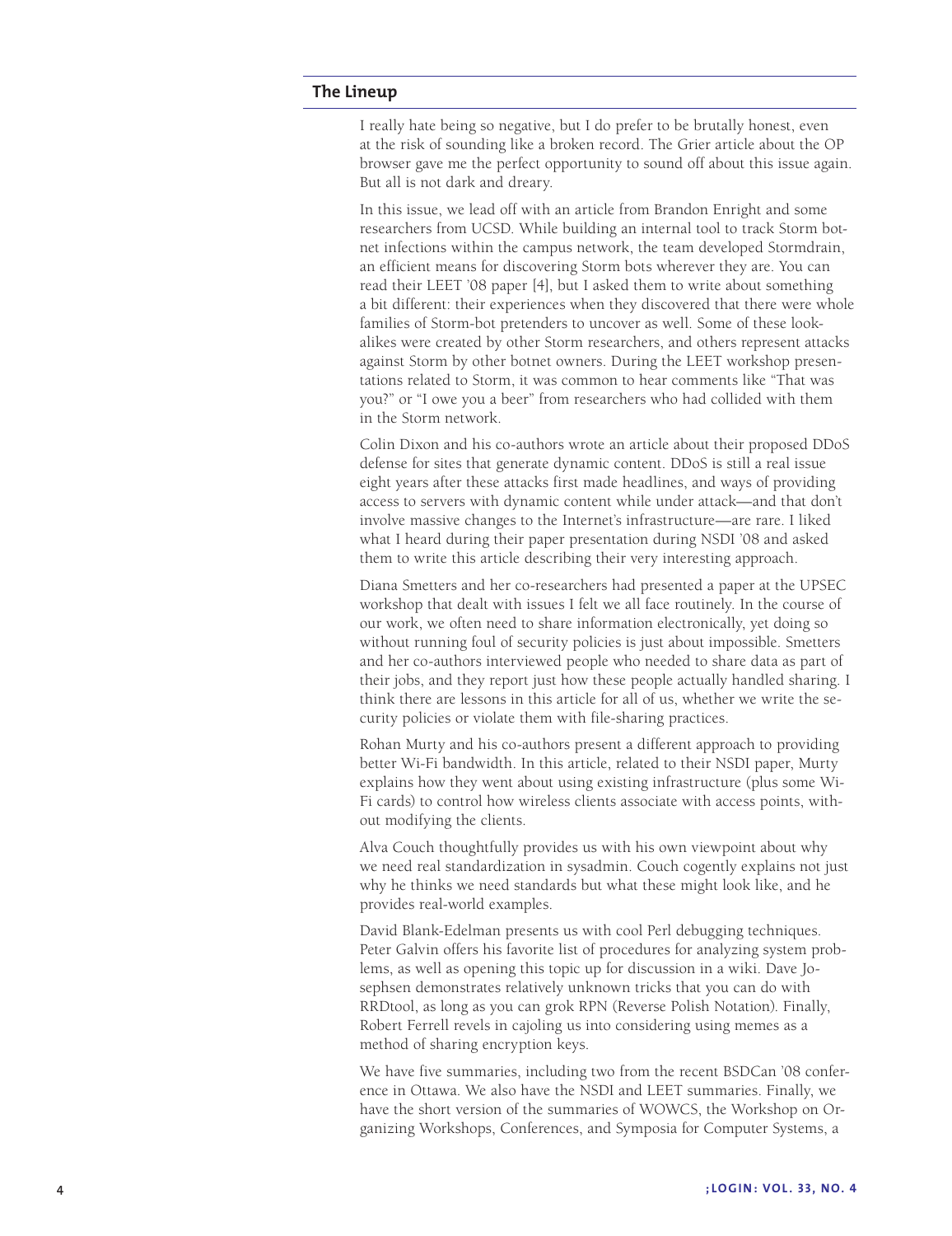## The Lineup

I really hate being so negative, but I do prefer to be brutally honest, even at the risk of sounding like a broken record. The Grier article about the OP browser gave me the perfect opportunity to sound off about this issue again. But all is not dark and dreary.

In this issue, we lead off with an article from Brandon Enright and some researchers from UCSD. While building an internal tool to track Storm botnet infections within the campus network, the team developed Stormdrain, an efficient means for discovering Storm bots wherever they are. You can read their LEET '08 paper [4], but I asked them to write about something a bit different: their experiences when they discovered that there were whole families of Storm-bot pretenders to uncover as well. Some of these look-alikes were created by other Storm researchers, and others represent attacks against Storm by other botnet owners. During the LEET workshop presentations related to Storm, it was common to hear comments like "That was you?" or "I owe you a beer" from researchers who had collided with them in the Storm network.

Colin Dixon and his co-authors wrote an article about their proposed DDoS defense for sites that generate dynamic content. DDoS is still a real issue eight years after these attacks first made headlines, and ways of providing access to servers with dynamic content while under attack—and that don't involve massive changes to the Internet's infrastructure—are rare. I liked what I heard during their paper presentation during NSDI '08 and asked them to write this article describing their very interesting approach.

Diana Smetters and her co-researchers had presented a paper at the UPSEC workshop that dealt with issues I felt we all face routinely. In the course of our work, we often need to share information electronically, yet doing so without running foul of security policies is just about impossible. Smetters and her co-authors interviewed people who needed to share data as part of their jobs, and they report just how these people actually handled sharing. I think there are lessons in this article for all of us, whether we write the security policies or violate them with file-sharing practices.

Rohan Murty and his co-authors present a different approach to providing better Wi-Fi bandwidth. In this article, related to their NSDI paper, Murty explains how they went about using existing infrastructure (plus some Wi-Fi cards) to control how wireless clients associate with access points, without modifying the clients.

Alva Couch thoughtfully provides us with his own viewpoint about why we need real standardization in sysadmin. Couch cogently explains not just why he thinks we need standards but what these might look like, and he provides real-world examples.

David Blank-Edelman presents us with cool Perl debugging techniques. Peter Galvin offers his favorite list of procedures for analyzing system problems, as well as opening this topic up for discussion in a wiki. Dave Josephsen demonstrates relatively unknown tricks that you can do with RRDtool, as long as you can grok RPN (Reverse Polish Notation). Finally, Robert Ferrell revels in cajoling us into considering using memes as a method of sharing encryption keys.

We have five summaries, including two from the recent BSDCan '08 conference in Ottawa. We also have the NSDI and LEET summaries. Finally, we have the short version of the summaries of WOWCS, the Workshop on Organizing Workshops, Conferences, and Symposia for Computer Systems, a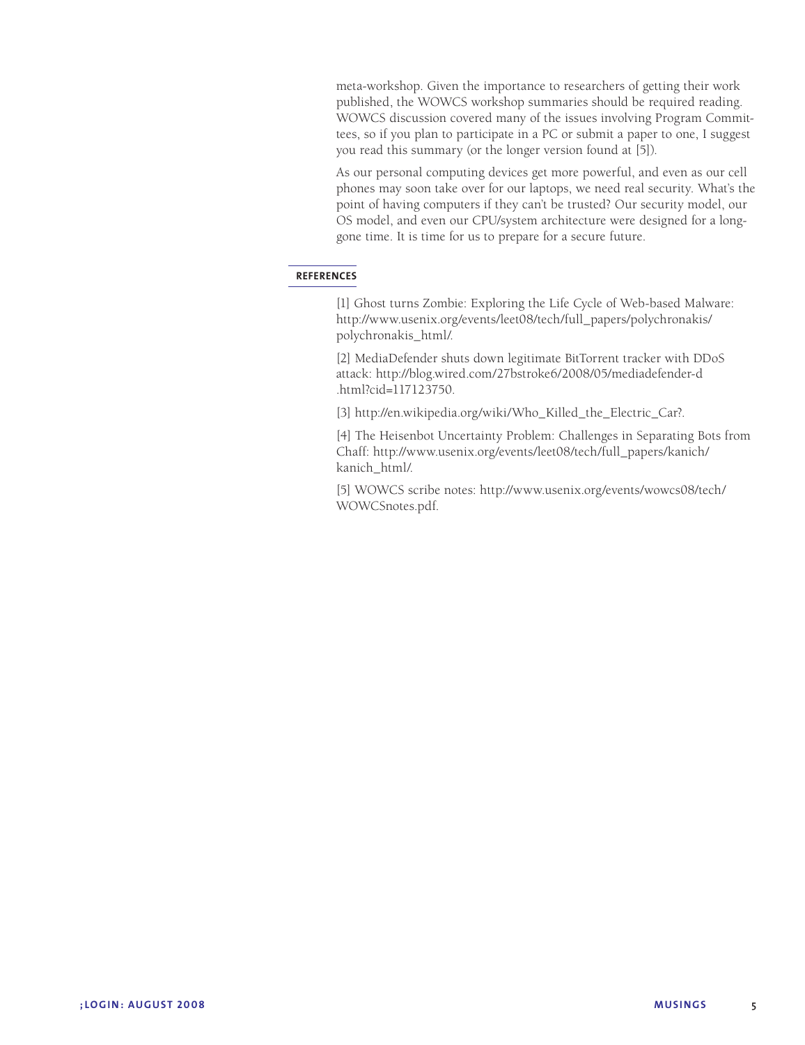meta-workshop. Given the importance to researchers of getting their work published, the WOWCS workshop summaries should be required reading. WOWCS discussion covered many of the issues involving Program Committees, so if you plan to participate in a PC or submit a paper to one, I suggest you read this summary (or the longer version found at [5]).

As our personal computing devices get more powerful, and even as our cell phones may soon take over for our laptops, we need real security. What's the point of having computers if they can't be trusted? Our security model, our OS model, and even our CPU/system architecture were designed for a long-gone time. It is time for us to prepare for a secure future.

## REFERENCES

[1] Ghost turns Zombie: Exploring the Life Cycle of Web-based Malware: http://www.usenix.org/events/leet08/tech/full_papers/polychronakis/polychronakis_html/.

[2] MediaDefender shuts down legitimate BitTorrent tracker with DDoS attack: http://blog.wired.com/27bstroke6/2008/05/mediadefender-d.html?cid=117123750.

[3] http://en.wikipedia.org/wiki/Who_Killed_the_Electric_Car?.

[4] The Heisenbot Uncertainty Problem: Challenges in Separating Bots from Chaff: http://www.usenix.org/events/leet08/tech/full_papers/kanich/kanich_html/.

[5] WOWCS scribe notes: http://www.usenix.org/events/wowcs08/tech/WOWCSnotes.pdf.